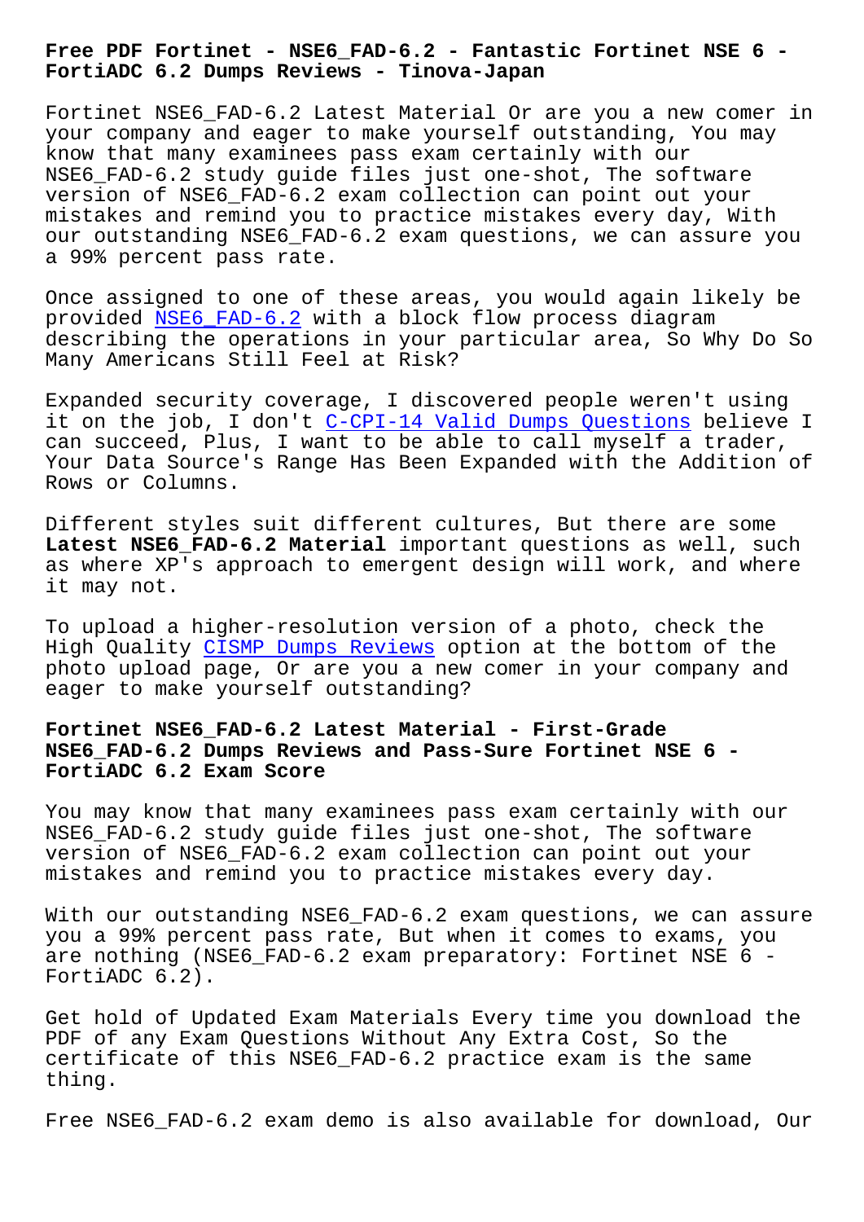# Free PDF Fortinet - NSE6_FAD-6.2 - Fantastic Fortinet NSE 6 - FortiADC 6.2 Dumps Reviews - Tinova-Japan

Fortinet NSE6_FAD-6.2 Latest Material Or are you a new comer in your company and eager to make yourself outstanding, You may know that many examinees pass exam certainly with our NSE6_FAD-6.2 study guide files just one-shot, The software version of NSE6_FAD-6.2 exam collection can point out your mistakes and remind you to practice mistakes every day, With our outstanding NSE6_FAD-6.2 exam questions, we can assure you a 99% percent pass rate.

Once assigned to one of these areas, you would again likely be provided NSE6_FAD-6.2 with a block flow process diagram describing the operations in your particular area, So Why Do So Many Americans Still Feel at Risk?

Expanded security coverage, I discovered people weren't using it on the job, I don't C-CPI-14 Valid Dumps Questions believe I can succeed, Plus, I want to be able to call myself a trader, Your Data Source's Range Has Been Expanded with the Addition of Rows or Columns.

Different styles suit different cultures, But there are some **Latest NSE6_FAD-6.2 Material** important questions as well, such as where XP's approach to emergent design will work, and where it may not.

To upload a higher-resolution version of a photo, check the High Quality CISMP Dumps Reviews option at the bottom of the photo upload page, Or are you a new comer in your company and eager to make yourself outstanding?

## Fortinet NSE6_FAD-6.2 Latest Material - First-Grade NSE6_FAD-6.2 Dumps Reviews and Pass-Sure Fortinet NSE 6 - FortiADC 6.2 Exam Score

You may know that many examinees pass exam certainly with our NSE6_FAD-6.2 study guide files just one-shot, The software version of NSE6_FAD-6.2 exam collection can point out your mistakes and remind you to practice mistakes every day.

With our outstanding NSE6_FAD-6.2 exam questions, we can assure you a 99% percent pass rate, But when it comes to exams, you are nothing (NSE6_FAD-6.2 exam preparatory: Fortinet NSE 6 - FortiADC 6.2).

Get hold of Updated Exam Materials Every time you download the PDF of any Exam Questions Without Any Extra Cost, So the certificate of this NSE6_FAD-6.2 practice exam is the same thing.

Free NSE6_FAD-6.2 exam demo is also available for download, Our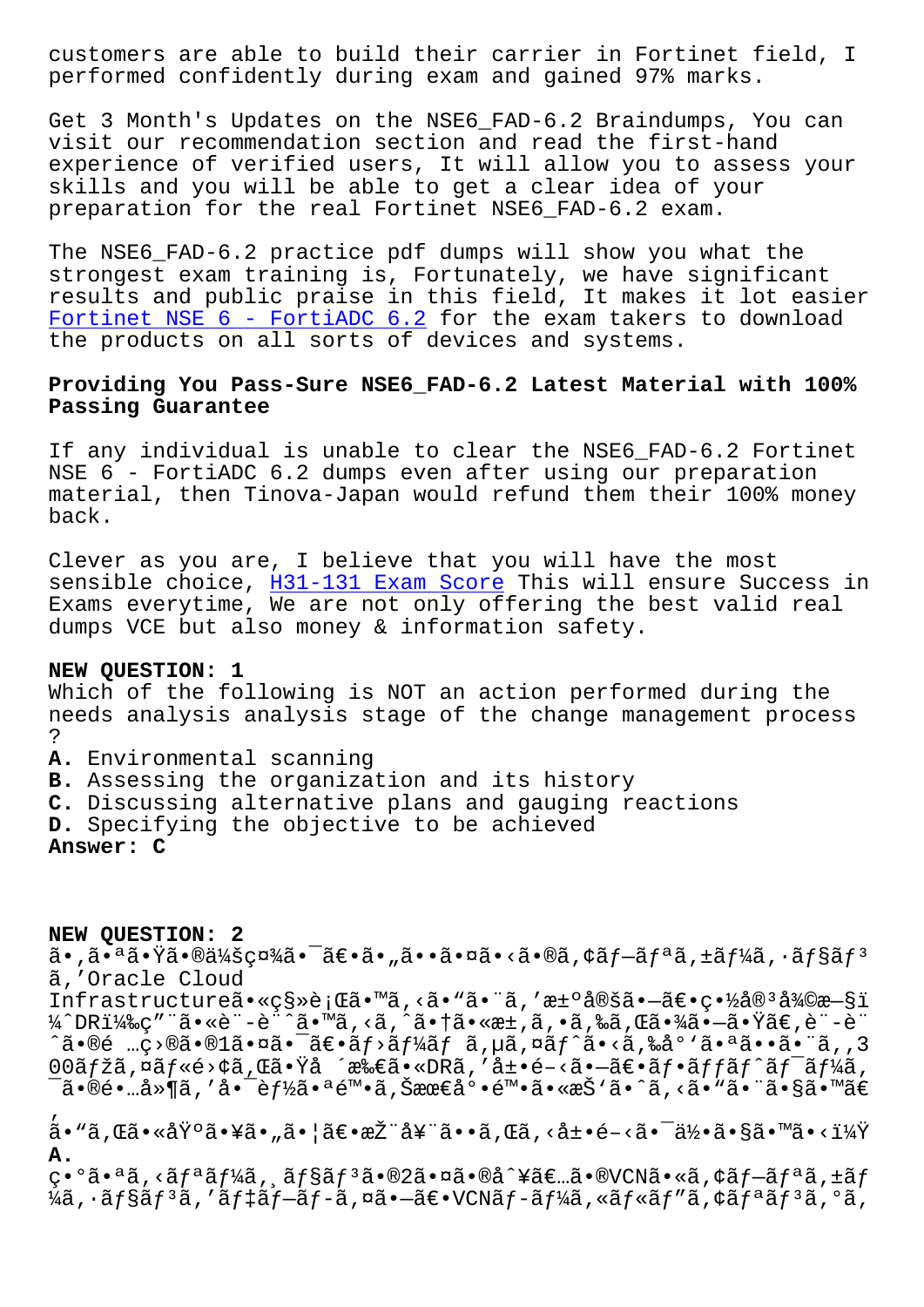customers are able to build their carrier in Fortinet field, I performed confidently during exam and gained 97% marks.

Get 3 Month's Updates on the NSE6_FAD-6.2 Braindumps, You can visit our recommendation section and read the first-hand experience of verified users, It will allow you to assess your skills and you will be able to get a clear idea of your preparation for the real Fortinet NSE6_FAD-6.2 exam.

The NSE6_FAD-6.2 practice pdf dumps will show you what the strongest exam training is, Fortunately, we have significant results and public praise in this field, It makes it lot easier Fortinet NSE 6 - FortiADC 6.2 for the exam takers to download the products on all sorts of devices and systems.

**Providing You Pass-Sure NSE6_FAD-6.2 Latest Material with 100% Passing Guarantee**

If any individual is unable to clear the NSE6_FAD-6.2 Fortinet NSE 6 - FortiADC 6.2 dumps even after using our preparation material, then Tinova-Japan would refund them their 100% money back.

Clever as you are, I believe that you will have the most sensible choice, H31-131 Exam Score This will ensure Success in Exams everytime, We are not only offering the best valid real dumps VCE but also money & information safety.

**NEW QUESTION: 1**
Which of the following is NOT an action performed during the needs analysis analysis stage of the change management process ?
**A.** Environmental scanning
**B.** Assessing the organization and its history
**C.** Discussing alternative plans and gauging reactions
**D.** Specifying the objective to be achieved
**Answer: C**

**NEW QUESTION: 2**
ã•‚ã•ªã•Ÿã•®ä¼šç¤¾ã•¯ã€•ã•„ã••ã•¤ã•‹ã•®ã‚¢ãƒ—ãƒªã‚±ãƒ¼ã‚·ãƒ§ãƒ³ã‚'Oracle Cloud Infrastructureã•«ç§»è¡Œã•™ã‚‹ã•"ã•¨ã‚'æ±ºå®šã•—ã€•ç•½å®³å¾©æ—§ï¼ˆDRï¼‰ç"¨ã•«è¨­è¨ˆã•™ã‚‹ã‚ˆã•†ã•«æ±‚ã‚•ã‚‰ã‚Œã•¾ã•—ã•Ÿã€‚è¨­è¨ˆã•®é …ç›®ã•®1ã•¤ã•¯ã€•ãƒ›ãƒ¼ãƒ ã‚µã‚¤ãƒˆã•‹ã‚‰å°'ã•ªã••ã•¨ã‚‚300ãƒžã‚¤ãƒ«é›¢ã‚Œã•Ÿå ´æ‰€ã•«DRã‚'å±•é–‹ã•—ã€•ãƒ•ãƒƒãƒˆãƒ¯ãƒ¼ã‚¯ã•®é•…å»¶ã‚'å•¯èƒ½ã•ªé™•ã‚Šæœ€å°•é™•ã•«æŠ'ã•ˆã‚‹ã•"ã•¨ã•§ã•™ã€‚
ã•"ã‚Œã•«åŸºã•¥ã•"ã•¦ã€•æŽ¨å¥¨ã••ã‚Œã‚‹å±•é–‹ã•¯ã•©ã‚Œã•§ã•™ã•‹ï¼Ÿ
**A.**
ç•°ã•ªã‚‹ãƒªãƒ¼ã‚¸ãƒ§ãƒ³ã•®2ã•¤ã•®å^¥ã€…ã•®VCNã•«ã‚¢ãƒ—ãƒªã‚±ãƒ¼ã‚·ãƒ§ãƒ³ã‚'ãƒ‡ãƒ—ãƒ­ã‚¤ã•—ã€•VCNãƒ—ãƒ¼ãƒªãƒ³ã‚°ã‚'ä½¿ç"¨ã•—ã•¦ã€•ãƒ‡ãƒ¼ã‚¿ã‚'ãƒ¬ãƒ—ãƒªã‚±ãƒ¼ãƒˆã•™ã‚‹ã€‚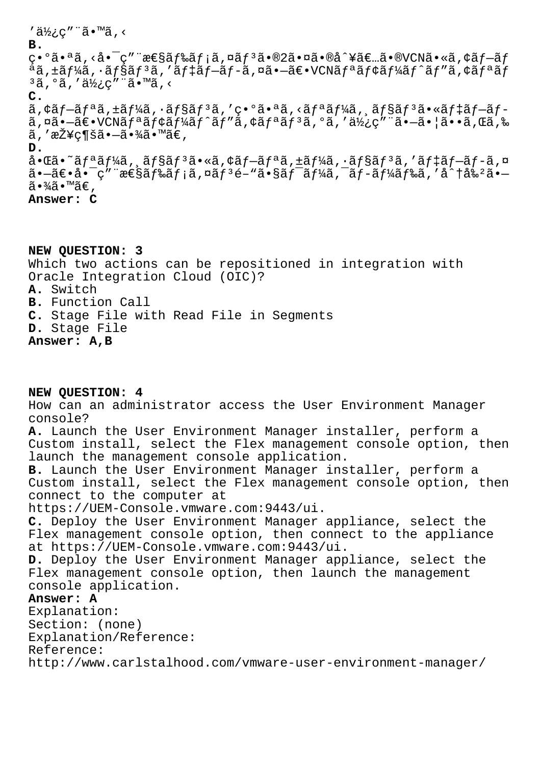'ä½¿ç"¨ã•™ã,‹

**B.**
ç•°ã•ªã,‹å•¯ç"¨æ€§ãƒ‰ãƒ¡ã,¤ãƒ³ã•®2ã•¤ã•®å^¥ã€…ã•®VCNã•«ã,¢ãƒ—ãƒªã,±ãƒ¼ã,·ãƒ§ãƒ³ã,'ãƒ‡ãƒ—ãƒ­ã,¤ã•—ã€•VCNãƒªãƒ¢ãƒ¼ãƒˆãƒ"ã,¢ãƒªãƒ³ã,°ã,'ä½¿ç"¨ã•™ã,‹

**C.**
ã,¢ãƒ—ãƒªã,±ãƒ¼ã,·ãƒ§ãƒ³ã,'ç•°ã•ªã,‹ãƒªãƒ¼ã,¸ãƒ§ãƒ³ã•«ãƒ‡ãƒ—ãƒ­ã,¤ã•—ã€•VCNãƒªãƒ¢ãƒ¼ãƒˆãƒ"ã,¢ãƒªãƒ³ã,°ã,'ä½¿ç"¨ã•—ã•¦ã••ã,Œã,‰ã,'æŽ¥ç¶šã•—ã•¾ã•™ã€,

**D.**
å•Œã•˜ãƒªãƒ¼ã,¸ãƒ§ãƒ³ã•«ã,¢ãƒ—ãƒªã,±ãƒ¼ã,·ãƒ§ãƒ³ã,'ãƒ‡ãƒ—ãƒ­ã,¤ã•—ã€•å•¯ç"¨æ€§ãƒ‰ãƒ¡ã,¤ãƒ³é–"ã•§ãƒ¯ãƒ¼ã,¯ãƒ­ãƒ¼ãƒ‰ã,'å^†å‰²ã•—ã•¾ã•™ã€,

**Answer: C**

**NEW QUESTION: 3**
Which two actions can be repositioned in integration with Oracle Integration Cloud (OIC)?
**A.** Switch
**B.** Function Call
**C.** Stage File with Read File in Segments
**D.** Stage File
**Answer: A,B**

**NEW QUESTION: 4**
How can an administrator access the User Environment Manager console?
**A.** Launch the User Environment Manager installer, perform a Custom install, select the Flex management console option, then launch the management console application.
**B.** Launch the User Environment Manager installer, perform a Custom install, select the Flex management console option, then connect to the computer at https://UEM-Console.vmware.com:9443/ui.
**C.** Deploy the User Environment Manager appliance, select the Flex management console option, then connect to the appliance at https://UEM-Console.vmware.com:9443/ui.
**D.** Deploy the User Environment Manager appliance, select the Flex management console option, then launch the management console application.
**Answer: A**
Explanation:
Section: (none)
Explanation/Reference:
Reference:
http://www.carlstalhood.com/vmware-user-environment-manager/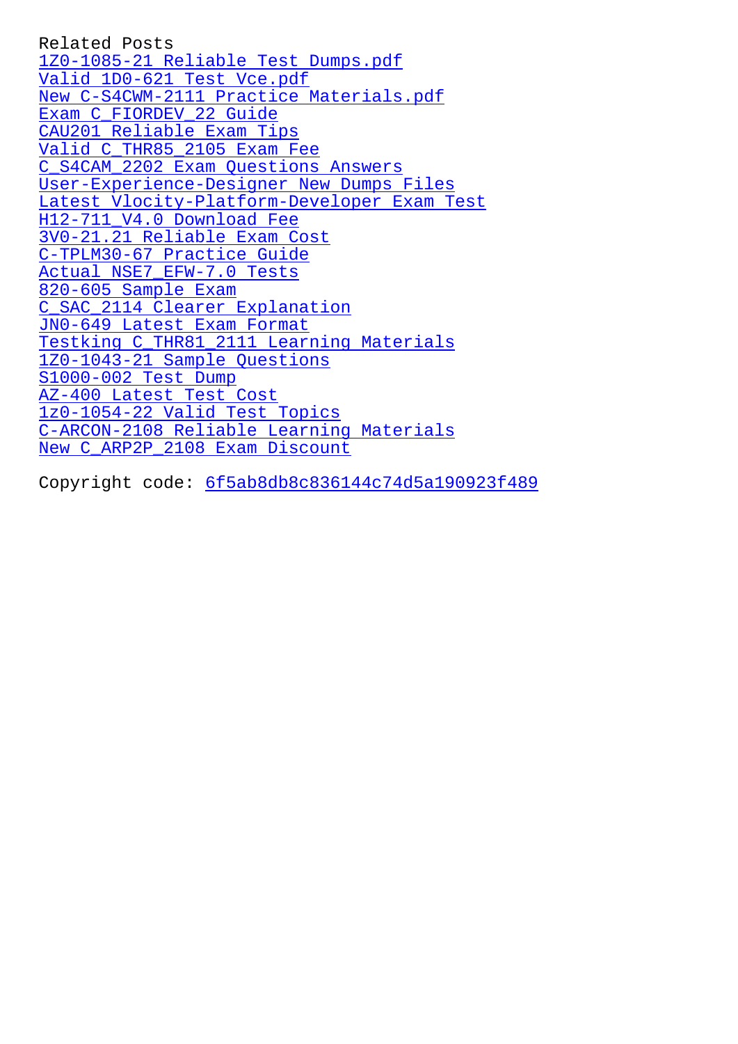Related Posts
1Z0-1085-21 Reliable Test Dumps.pdf
Valid 1D0-621 Test Vce.pdf
New C-S4CWM-2111 Practice Materials.pdf
Exam C_FIORDEV_22 Guide
CAU201 Reliable Exam Tips
Valid C_THR85_2105 Exam Fee
C_S4CAM_2202 Exam Questions Answers
User-Experience-Designer New Dumps Files
Latest Vlocity-Platform-Developer Exam Test
H12-711_V4.0 Download Fee
3V0-21.21 Reliable Exam Cost
C-TPLM30-67 Practice Guide
Actual NSE7_EFW-7.0 Tests
820-605 Sample Exam
C_SAC_2114 Clearer Explanation
JN0-649 Latest Exam Format
Testking C_THR81_2111 Learning Materials
1Z0-1043-21 Sample Questions
S1000-002 Test Dump
AZ-400 Latest Test Cost
1z0-1054-22 Valid Test Topics
C-ARCON-2108 Reliable Learning Materials
New C_ARP2P_2108 Exam Discount

Copyright code: 6f5ab8db8c836144c74d5a190923f489